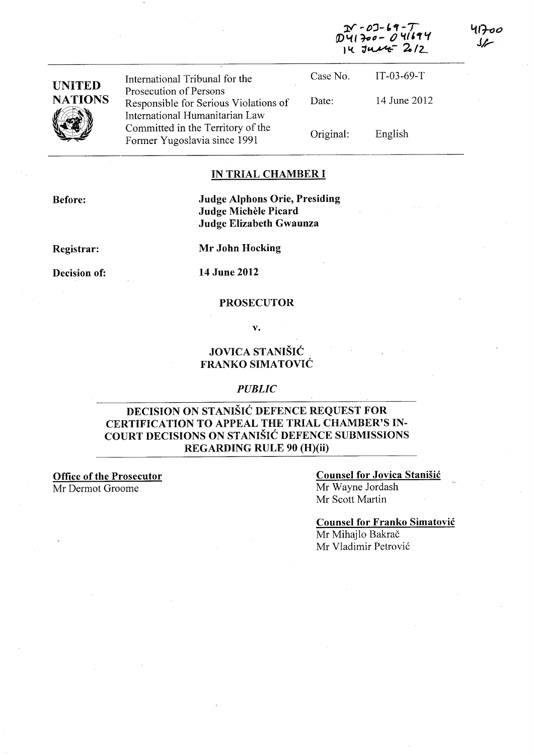IT-03-69-T
D41700 - D41694
14 June 2012

41700
SF

| UNITED NATIONS | International Tribunal for the Prosecution of Persons Responsible for Serious Violations of International Humanitarian Law Committed in the Territory of the Former Yugoslavia since 1991 | Case No. | IT-03-69-T |
|---|---|---|---|
| | | Date: | 14 June 2012 |
| | | Original: | English |

## IN TRIAL CHAMBER I

**Before:** **Judge Alphons Orie, Presiding**
**Judge Michèle Picard**
**Judge Elizabeth Gwaunza**

**Registrar:** **Mr John Hocking**

**Decision of:** **14 June 2012**

**PROSECUTOR**

**v.**

**JOVICA STANIŠIĆ**
**FRANKO SIMATOVIĆ**

***PUBLIC***

## DECISION ON STANIŠIĆ DEFENCE REQUEST FOR CERTIFICATION TO APPEAL THE TRIAL CHAMBER'S IN-COURT DECISIONS ON STANIŠIĆ DEFENCE SUBMISSIONS REGARDING RULE 90 (H)(ii)

**Office of the Prosecutor**
Mr Dermot Groome

**Counsel for Jovica Stanišić**
Mr Wayne Jordash
Mr Scott Martin

**Counsel for Franko Simatović**
Mr Mihajlo Bakrač
Mr Vladimir Petrović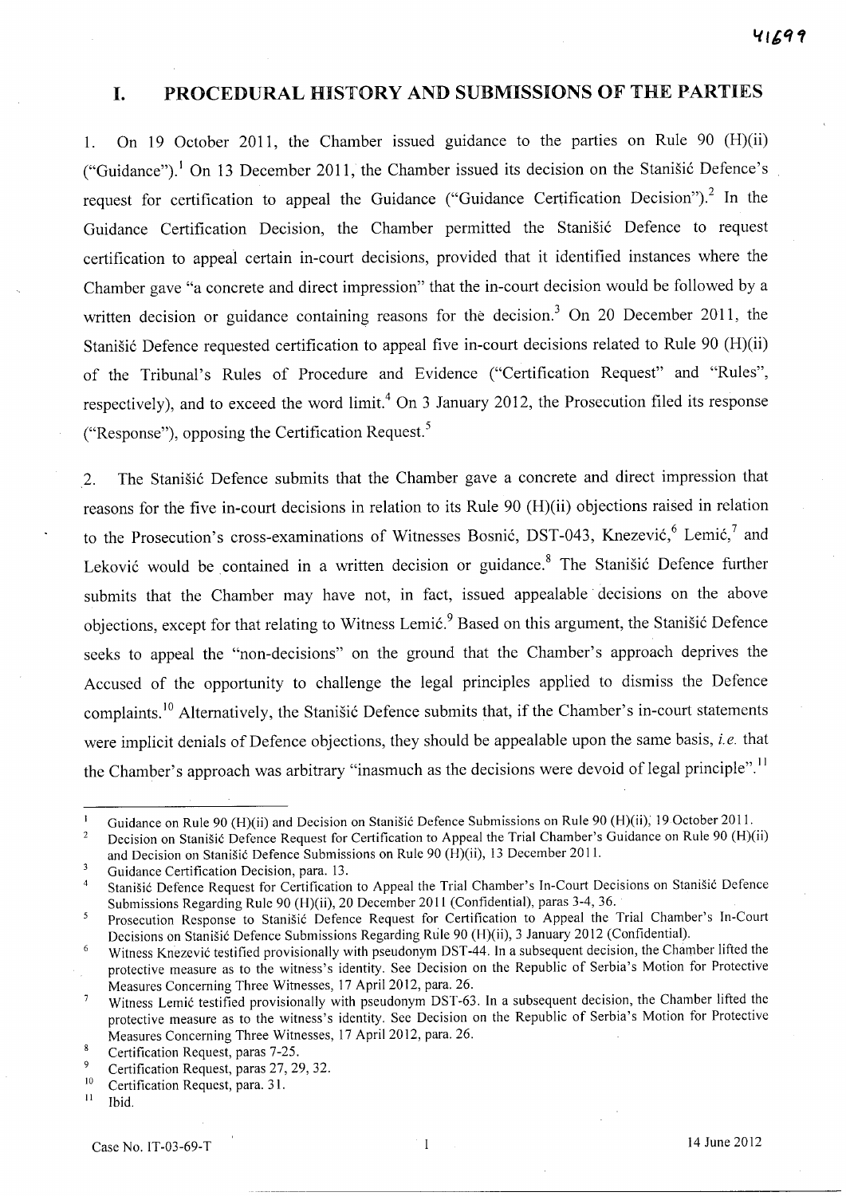# I. PROCEDURAL HISTORY AND SUBMISSIONS OF THE PARTIES

1. On 19 October 2011, the Chamber issued guidance to the parties on Rule 90 (H)(ii) ("Guidance").[1] On 13 December 2011, the Chamber issued its decision on the Stanišić Defence's request for certification to appeal the Guidance ("Guidance Certification Decision").[2] In the Guidance Certification Decision, the Chamber permitted the Stanišić Defence to request certification to appeal certain in-court decisions, provided that it identified instances where the Chamber gave "a concrete and direct impression" that the in-court decision would be followed by a written decision or guidance containing reasons for the decision.[3] On 20 December 2011, the Stanišić Defence requested certification to appeal five in-court decisions related to Rule 90 (H)(ii) of the Tribunal's Rules of Procedure and Evidence ("Certification Request" and "Rules", respectively), and to exceed the word limit.[4] On 3 January 2012, the Prosecution filed its response ("Response"), opposing the Certification Request.[5]

2. The Stanišić Defence submits that the Chamber gave a concrete and direct impression that reasons for the five in-court decisions in relation to its Rule 90 (H)(ii) objections raised in relation to the Prosecution's cross-examinations of Witnesses Bosnić, DST-043, Knezević,[6] Lemić,[7] and Leković would be contained in a written decision or guidance.[8] The Stanišić Defence further submits that the Chamber may have not, in fact, issued appealable decisions on the above objections, except for that relating to Witness Lemić.[9] Based on this argument, the Stanišić Defence seeks to appeal the "non-decisions" on the ground that the Chamber's approach deprives the Accused of the opportunity to challenge the legal principles applied to dismiss the Defence complaints.[10] Alternatively, the Stanišić Defence submits that, if the Chamber's in-court statements were implicit denials of Defence objections, they should be appealable upon the same basis, *i.e.* that the Chamber's approach was arbitrary "inasmuch as the decisions were devoid of legal principle".[11]

---

[1] Guidance on Rule 90 (H)(ii) and Decision on Stanišić Defence Submissions on Rule 90 (H)(ii), 19 October 2011.

[2] Decision on Stanišić Defence Request for Certification to Appeal the Trial Chamber's Guidance on Rule 90 (H)(ii) and Decision on Stanišić Defence Submissions on Rule 90 (H)(ii), 13 December 2011.

[3] Guidance Certification Decision, para. 13.

[4] Stanišić Defence Request for Certification to Appeal the Trial Chamber's In-Court Decisions on Stanišić Defence Submissions Regarding Rule 90 (H)(ii), 20 December 2011 (Confidential), paras 3-4, 36.

[5] Prosecution Response to Stanišić Defence Request for Certification to Appeal the Trial Chamber's In-Court Decisions on Stanišić Defence Submissions Regarding Rule 90 (H)(ii), 3 January 2012 (Confidential).

[6] Witness Knezević testified provisionally with pseudonym DST-44. In a subsequent decision, the Chamber lifted the protective measure as to the witness's identity. See Decision on the Republic of Serbia's Motion for Protective Measures Concerning Three Witnesses, 17 April 2012, para. 26.

[7] Witness Lemić testified provisionally with pseudonym DST-63. In a subsequent decision, the Chamber lifted the protective measure as to the witness's identity. See Decision on the Republic of Serbia's Motion for Protective Measures Concerning Three Witnesses, 17 April 2012, para. 26.

[8] Certification Request, paras 7-25.

[9] Certification Request, paras 27, 29, 32.

[10] Certification Request, para. 31.

[11] Ibid.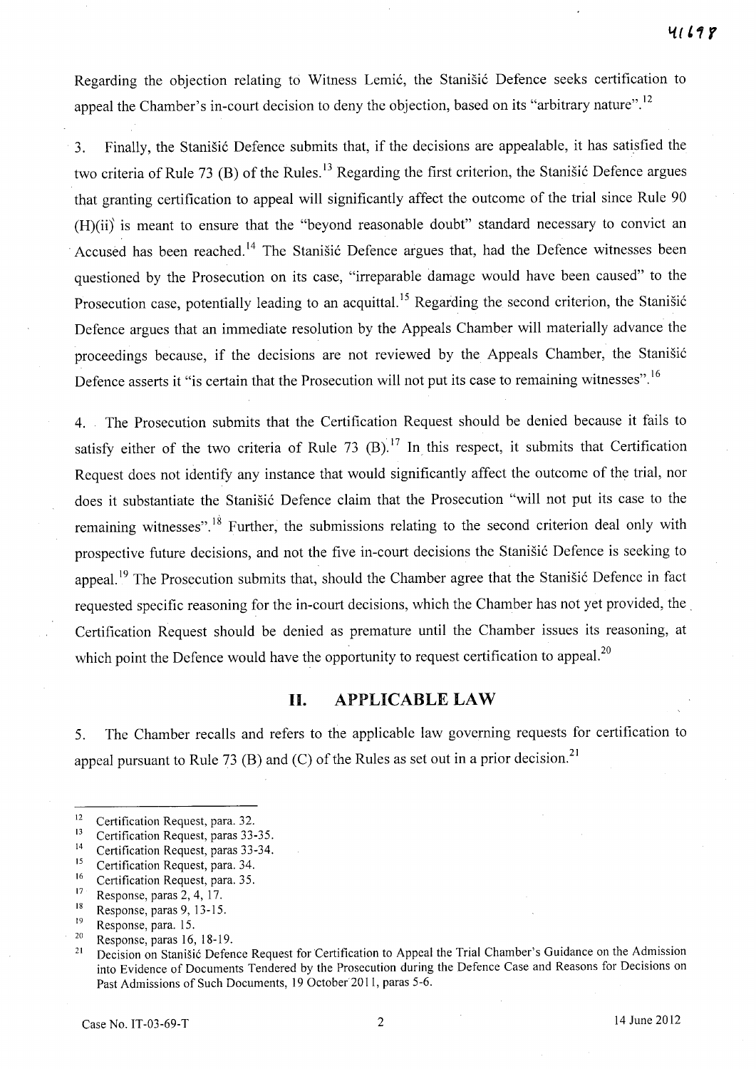Regarding the objection relating to Witness Lemić, the Stanišić Defence seeks certification to appeal the Chamber's in-court decision to deny the objection, based on its "arbitrary nature".[12]

3. Finally, the Stanišić Defence submits that, if the decisions are appealable, it has satisfied the two criteria of Rule 73 (B) of the Rules.[13] Regarding the first criterion, the Stanišić Defence argues that granting certification to appeal will significantly affect the outcome of the trial since Rule 90 (H)(ii) is meant to ensure that the "beyond reasonable doubt" standard necessary to convict an Accused has been reached.[14] The Stanišić Defence argues that, had the Defence witnesses been questioned by the Prosecution on its case, "irreparable damage would have been caused" to the Prosecution case, potentially leading to an acquittal.[15] Regarding the second criterion, the Stanišić Defence argues that an immediate resolution by the Appeals Chamber will materially advance the proceedings because, if the decisions are not reviewed by the Appeals Chamber, the Stanišić Defence asserts it "is certain that the Prosecution will not put its case to remaining witnesses".[16]

4. The Prosecution submits that the Certification Request should be denied because it fails to satisfy either of the two criteria of Rule 73 (B).[17] In this respect, it submits that Certification Request does not identify any instance that would significantly affect the outcome of the trial, nor does it substantiate the Stanišić Defence claim that the Prosecution "will not put its case to the remaining witnesses".[18] Further, the submissions relating to the second criterion deal only with prospective future decisions, and not the five in-court decisions the Stanišić Defence is seeking to appeal.[19] The Prosecution submits that, should the Chamber agree that the Stanišić Defence in fact requested specific reasoning for the in-court decisions, which the Chamber has not yet provided, the Certification Request should be denied as premature until the Chamber issues its reasoning, at which point the Defence would have the opportunity to request certification to appeal.[20]

## II. APPLICABLE LAW

5. The Chamber recalls and refers to the applicable law governing requests for certification to appeal pursuant to Rule 73 (B) and (C) of the Rules as set out in a prior decision.[21]

---

[12] Certification Request, para. 32.
[13] Certification Request, paras 33-35.
[14] Certification Request, paras 33-34.
[15] Certification Request, para. 34.
[16] Certification Request, para. 35.
[17] Response, paras 2, 4, 17.
[18] Response, paras 9, 13-15.
[19] Response, para. 15.
[20] Response, paras 16, 18-19.
[21] Decision on Stanišić Defence Request for Certification to Appeal the Trial Chamber's Guidance on the Admission into Evidence of Documents Tendered by the Prosecution during the Defence Case and Reasons for Decisions on Past Admissions of Such Documents, 19 October 2011, paras 5-6.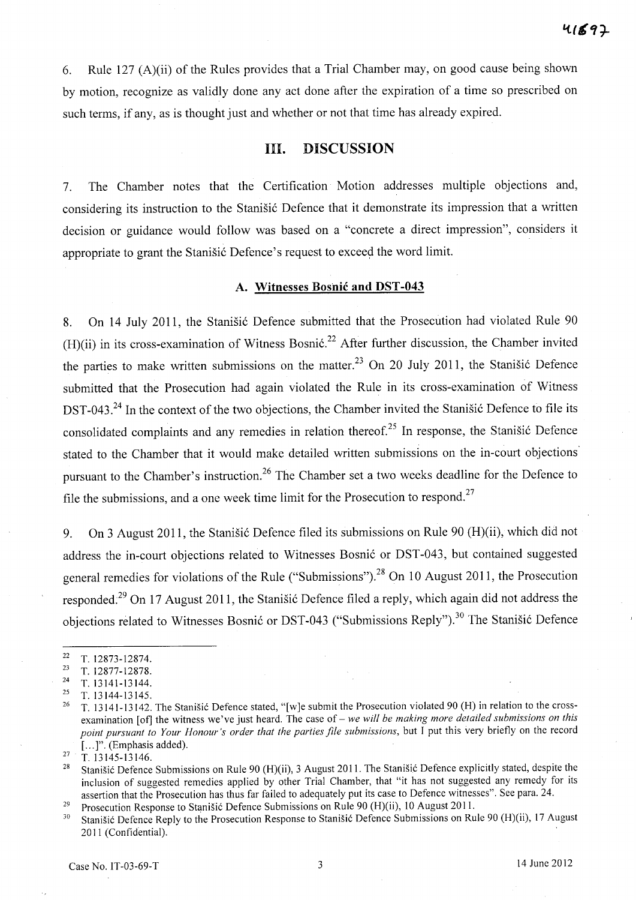6. Rule 127 (A)(ii) of the Rules provides that a Trial Chamber may, on good cause being shown by motion, recognize as validly done any act done after the expiration of a time so prescribed on such terms, if any, as is thought just and whether or not that time has already expired.

## III. DISCUSSION

7. The Chamber notes that the Certification Motion addresses multiple objections and, considering its instruction to the Stanišić Defence that it demonstrate its impression that a written decision or guidance would follow was based on a "concrete a direct impression", considers it appropriate to grant the Stanišić Defence's request to exceed the word limit.

### A. Witnesses Bosnić and DST-043

8. On 14 July 2011, the Stanišić Defence submitted that the Prosecution had violated Rule 90 (H)(ii) in its cross-examination of Witness Bosnić.[22] After further discussion, the Chamber invited the parties to make written submissions on the matter.[23] On 20 July 2011, the Stanišić Defence submitted that the Prosecution had again violated the Rule in its cross-examination of Witness DST-043.[24] In the context of the two objections, the Chamber invited the Stanišić Defence to file its consolidated complaints and any remedies in relation thereof.[25] In response, the Stanišić Defence stated to the Chamber that it would make detailed written submissions on the in-court objections pursuant to the Chamber's instruction.[26] The Chamber set a two weeks deadline for the Defence to file the submissions, and a one week time limit for the Prosecution to respond.[27]

9. On 3 August 2011, the Stanišić Defence filed its submissions on Rule 90 (H)(ii), which did not address the in-court objections related to Witnesses Bosnić or DST-043, but contained suggested general remedies for violations of the Rule ("Submissions").[28] On 10 August 2011, the Prosecution responded.[29] On 17 August 2011, the Stanišić Defence filed a reply, which again did not address the objections related to Witnesses Bosnić or DST-043 ("Submissions Reply").[30] The Stanišić Defence

---

[22] T. 12873-12874.

[23] T. 12877-12878.

[24] T. 13141-13144.

[25] T. 13144-13145.

[26] T. 13141-13142. The Stanišić Defence stated, "[w]e submit the Prosecution violated 90 (H) in relation to the cross-examination [of] the witness we've just heard. The case of – *we will be making more detailed submissions on this point pursuant to Your Honour's order that the parties file submissions*, but I put this very briefly on the record [...]". (Emphasis added).

[27] T. 13145-13146.

[28] Stanišić Defence Submissions on Rule 90 (H)(ii), 3 August 2011. The Stanišić Defence explicitly stated, despite the inclusion of suggested remedies applied by other Trial Chamber, that "it has not suggested any remedy for its assertion that the Prosecution has thus far failed to adequately put its case to Defence witnesses". See para. 24.

[29] Prosecution Response to Stanišić Defence Submissions on Rule 90 (H)(ii), 10 August 2011.

[30] Stanišić Defence Reply to the Prosecution Response to Stanišić Defence Submissions on Rule 90 (H)(ii), 17 August 2011 (Confidential).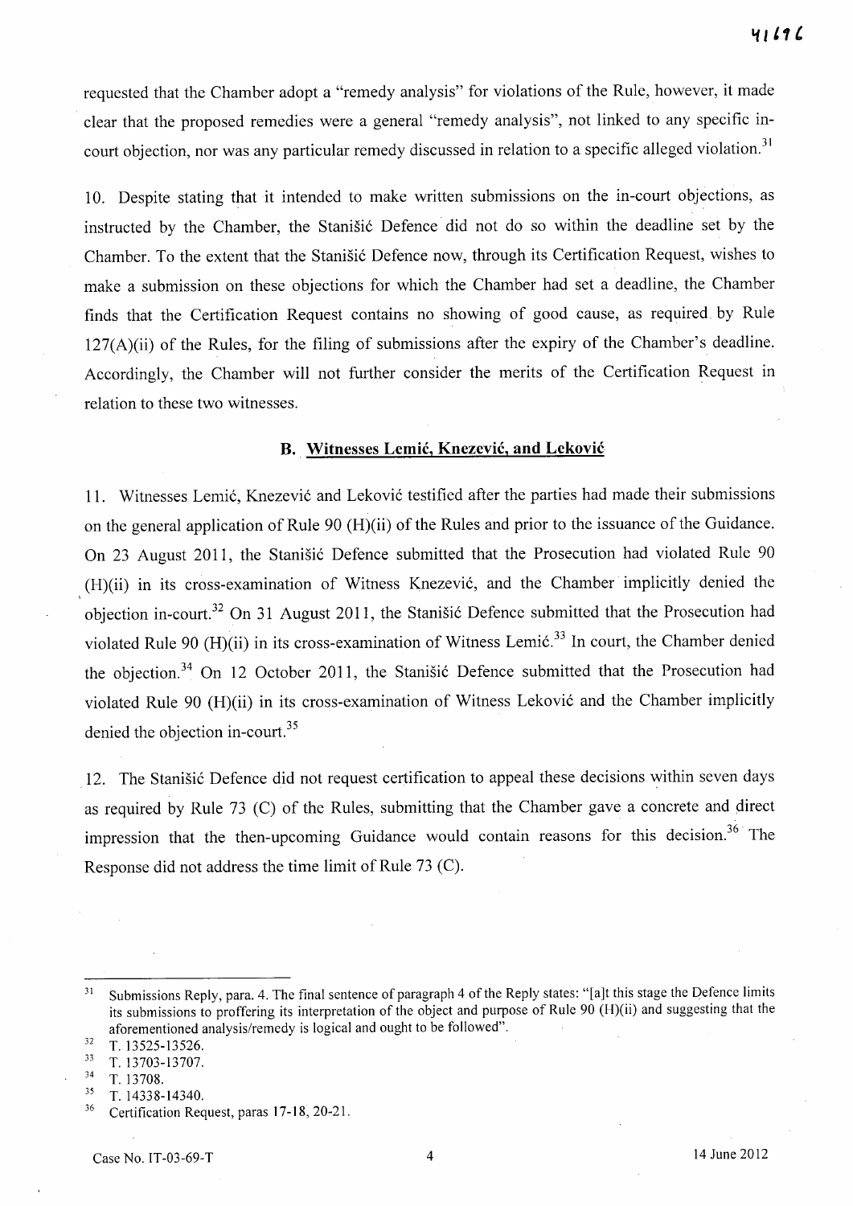requested that the Chamber adopt a "remedy analysis" for violations of the Rule, however, it made clear that the proposed remedies were a general "remedy analysis", not linked to any specific in-court objection, nor was any particular remedy discussed in relation to a specific alleged violation.[31]

10. Despite stating that it intended to make written submissions on the in-court objections, as instructed by the Chamber, the Stanišić Defence did not do so within the deadline set by the Chamber. To the extent that the Stanišić Defence now, through its Certification Request, wishes to make a submission on these objections for which the Chamber had set a deadline, the Chamber finds that the Certification Request contains no showing of good cause, as required by Rule 127(A)(ii) of the Rules, for the filing of submissions after the expiry of the Chamber's deadline. Accordingly, the Chamber will not further consider the merits of the Certification Request in relation to these two witnesses.

### B. Witnesses Lemić, Knezević, and Leković

11. Witnesses Lemić, Knezević and Leković testified after the parties had made their submissions on the general application of Rule 90 (H)(ii) of the Rules and prior to the issuance of the Guidance. On 23 August 2011, the Stanišić Defence submitted that the Prosecution had violated Rule 90 (H)(ii) in its cross-examination of Witness Knezević, and the Chamber implicitly denied the objection in-court.[32] On 31 August 2011, the Stanišić Defence submitted that the Prosecution had violated Rule 90 (H)(ii) in its cross-examination of Witness Lemić.[33] In court, the Chamber denied the objection.[34] On 12 October 2011, the Stanišić Defence submitted that the Prosecution had violated Rule 90 (H)(ii) in its cross-examination of Witness Leković and the Chamber implicitly denied the objection in-court.[35]

12. The Stanišić Defence did not request certification to appeal these decisions within seven days as required by Rule 73 (C) of the Rules, submitting that the Chamber gave a concrete and direct impression that the then-upcoming Guidance would contain reasons for this decision.[36] The Response did not address the time limit of Rule 73 (C).

---

[31] Submissions Reply, para. 4. The final sentence of paragraph 4 of the Reply states: "[a]t this stage the Defence limits its submissions to proffering its interpretation of the object and purpose of Rule 90 (H)(ii) and suggesting that the aforementioned analysis/remedy is logical and ought to be followed".

[32] T. 13525-13526.

[33] T. 13703-13707.

[34] T. 13708.

[35] T. 14338-14340.

[36] Certification Request, paras 17-18, 20-21.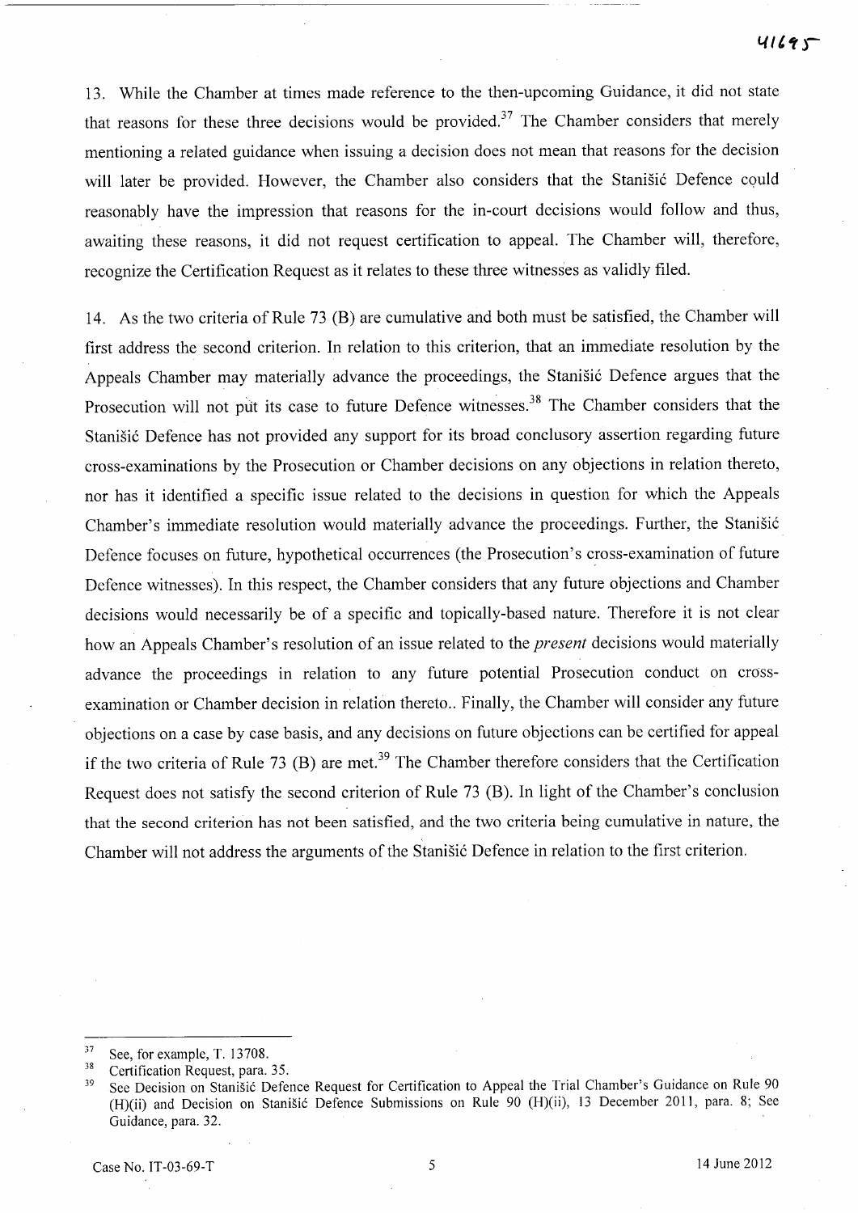13. While the Chamber at times made reference to the then-upcoming Guidance, it did not state that reasons for these three decisions would be provided.[37] The Chamber considers that merely mentioning a related guidance when issuing a decision does not mean that reasons for the decision will later be provided. However, the Chamber also considers that the Stanišić Defence could reasonably have the impression that reasons for the in-court decisions would follow and thus, awaiting these reasons, it did not request certification to appeal. The Chamber will, therefore, recognize the Certification Request as it relates to these three witnesses as validly filed.

14. As the two criteria of Rule 73 (B) are cumulative and both must be satisfied, the Chamber will first address the second criterion. In relation to this criterion, that an immediate resolution by the Appeals Chamber may materially advance the proceedings, the Stanišić Defence argues that the Prosecution will not put its case to future Defence witnesses.[38] The Chamber considers that the Stanišić Defence has not provided any support for its broad conclusory assertion regarding future cross-examinations by the Prosecution or Chamber decisions on any objections in relation thereto, nor has it identified a specific issue related to the decisions in question for which the Appeals Chamber's immediate resolution would materially advance the proceedings. Further, the Stanišić Defence focuses on future, hypothetical occurrences (the Prosecution's cross-examination of future Defence witnesses). In this respect, the Chamber considers that any future objections and Chamber decisions would necessarily be of a specific and topically-based nature. Therefore it is not clear how an Appeals Chamber's resolution of an issue related to the *present* decisions would materially advance the proceedings in relation to any future potential Prosecution conduct on cross-examination or Chamber decision in relation thereto.. Finally, the Chamber will consider any future objections on a case by case basis, and any decisions on future objections can be certified for appeal if the two criteria of Rule 73 (B) are met.[39] The Chamber therefore considers that the Certification Request does not satisfy the second criterion of Rule 73 (B). In light of the Chamber's conclusion that the second criterion has not been satisfied, and the two criteria being cumulative in nature, the Chamber will not address the arguments of the Stanišić Defence in relation to the first criterion.

---

[37] See, for example, T. 13708.

[38] Certification Request, para. 35.

[39] See Decision on Stanišić Defence Request for Certification to Appeal the Trial Chamber's Guidance on Rule 90 (H)(ii) and Decision on Stanišić Defence Submissions on Rule 90 (H)(ii), 13 December 2011, para. 8; See Guidance, para. 32.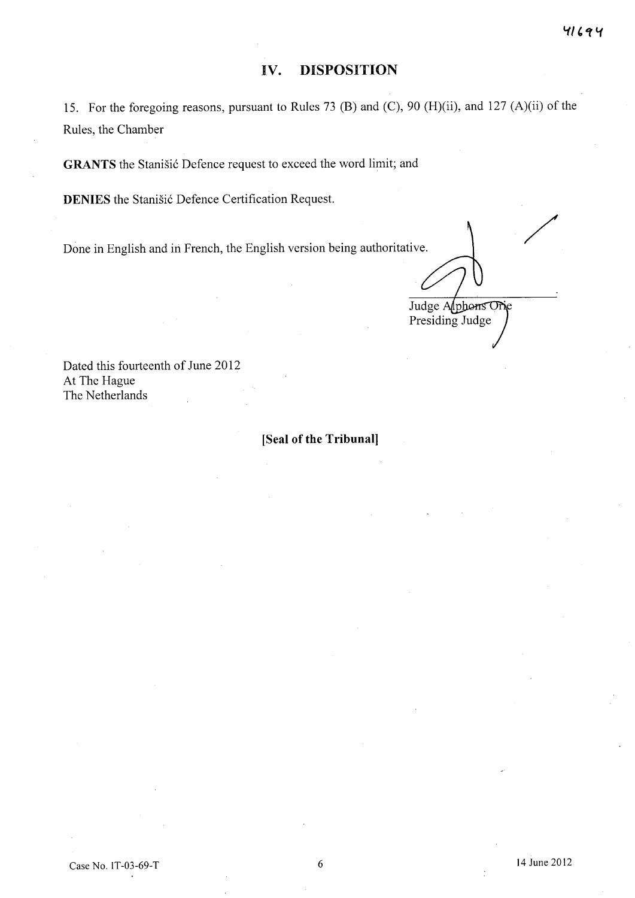## IV. DISPOSITION

15. For the foregoing reasons, pursuant to Rules 73 (B) and (C), 90 (H)(ii), and 127 (A)(ii) of the Rules, the Chamber

**GRANTS** the Stanišić Defence request to exceed the word limit; and

**DENIES** the Stanišić Defence Certification Request.

Done in English and in French, the English version being authoritative.

Judge Alphons Orie
Presiding Judge

Dated this fourteenth of June 2012
At The Hague
The Netherlands

**[Seal of the Tribunal]**